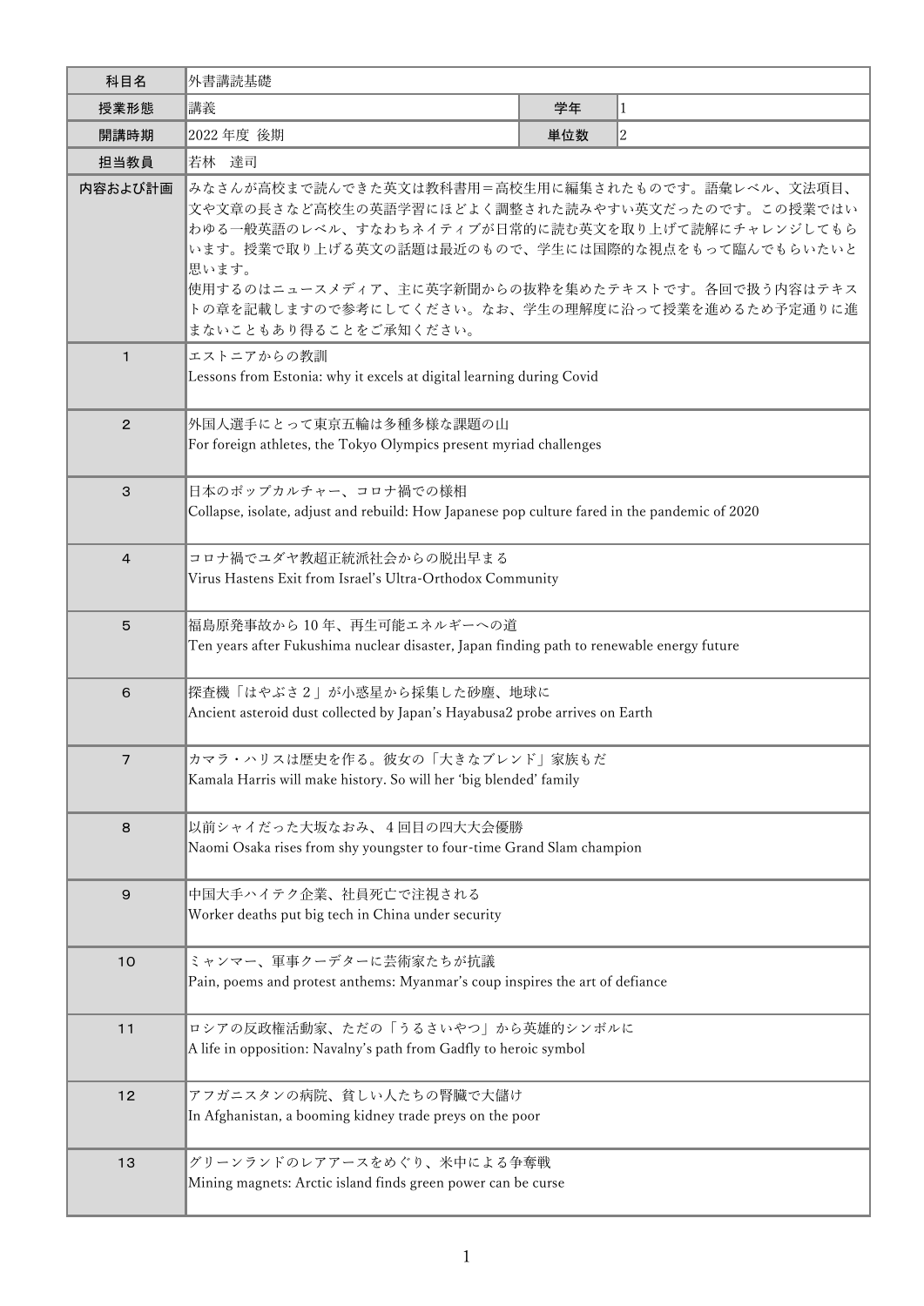| 科目名 | 外書講読基礎 | | |
|---|---|---|---|
| 授業形態 | 講義 | 学年 | 1 |
| 開講時期 | 2022 年度 後期 | 単位数 | 2 |
| 担当教員 | 若林　達司 | | |
| 内容および計画 | みなさんが高校まで読んできた英文は教科書用＝高校生用に編集されたものです。語彙レベル、文法項目、文や文章の長さなど高校生の英語学習にほどよく調整された読みやすい英文だったのです。この授業ではいわゆる一般英語のレベル、すなわちネイティブが日常的に読む英文を取り上げて読解にチャレンジしてもらいます。授業で取り上げる英文の話題は最近のもので、学生には国際的な視点をもって臨んでもらいたいと思います。<br>使用するのはニュースメディア、主に英字新聞からの抜粋を集めたテキストです。各回で扱う内容はテキストの章を記載しますので参考にしてください。なお、学生の理解度に沿って授業を進めるため予定通りに進まないこともあり得ることをご承知ください。 | | |
| 1 | エストニアからの教訓<br>Lessons from Estonia: why it excels at digital learning during Covid | | |
| 2 | 外国人選手にとって東京五輪は多種多様な課題の山<br>For foreign athletes, the Tokyo Olympics present myriad challenges | | |
| 3 | 日本のポップカルチャー、コロナ禍での様相<br>Collapse, isolate, adjust and rebuild: How Japanese pop culture fared in the pandemic of 2020 | | |
| 4 | コロナ禍でユダヤ教超正統派社会からの脱出早まる<br>Virus Hastens Exit from Israel's Ultra-Orthodox Community | | |
| 5 | 福島原発事故から 10 年、再生可能エネルギーへの道<br>Ten years after Fukushima nuclear disaster, Japan finding path to renewable energy future | | |
| 6 | 探査機「はやぶさ２」が小惑星から採集した砂塵、地球に<br>Ancient asteroid dust collected by Japan's Hayabusa2 probe arrives on Earth | | |
| 7 | カマラ・ハリスは歴史を作る。彼女の「大きなブレンド」家族もだ<br>Kamala Harris will make history. So will her 'big blended' family | | |
| 8 | 以前シャイだった大坂なおみ、４回目の四大大会優勝<br>Naomi Osaka rises from shy youngster to four-time Grand Slam champion | | |
| 9 | 中国大手ハイテク企業、社員死亡で注視される<br>Worker deaths put big tech in China under security | | |
| 10 | ミャンマー、軍事クーデターに芸術家たちが抗議<br>Pain, poems and protest anthems: Myanmar's coup inspires the art of defiance | | |
| 11 | ロシアの反政権活動家、ただの「うるさいやつ」から英雄的シンボルに<br>A life in opposition: Navalny's path from Gadfly to heroic symbol | | |
| 12 | アフガニスタンの病院、貧しい人たちの腎臓で大儲け<br>In Afghanistan, a booming kidney trade preys on the poor | | |
| 13 | グリーンランドのレアアースをめぐり、米中による争奪戦<br>Mining magnets: Arctic island finds green power can be curse | | |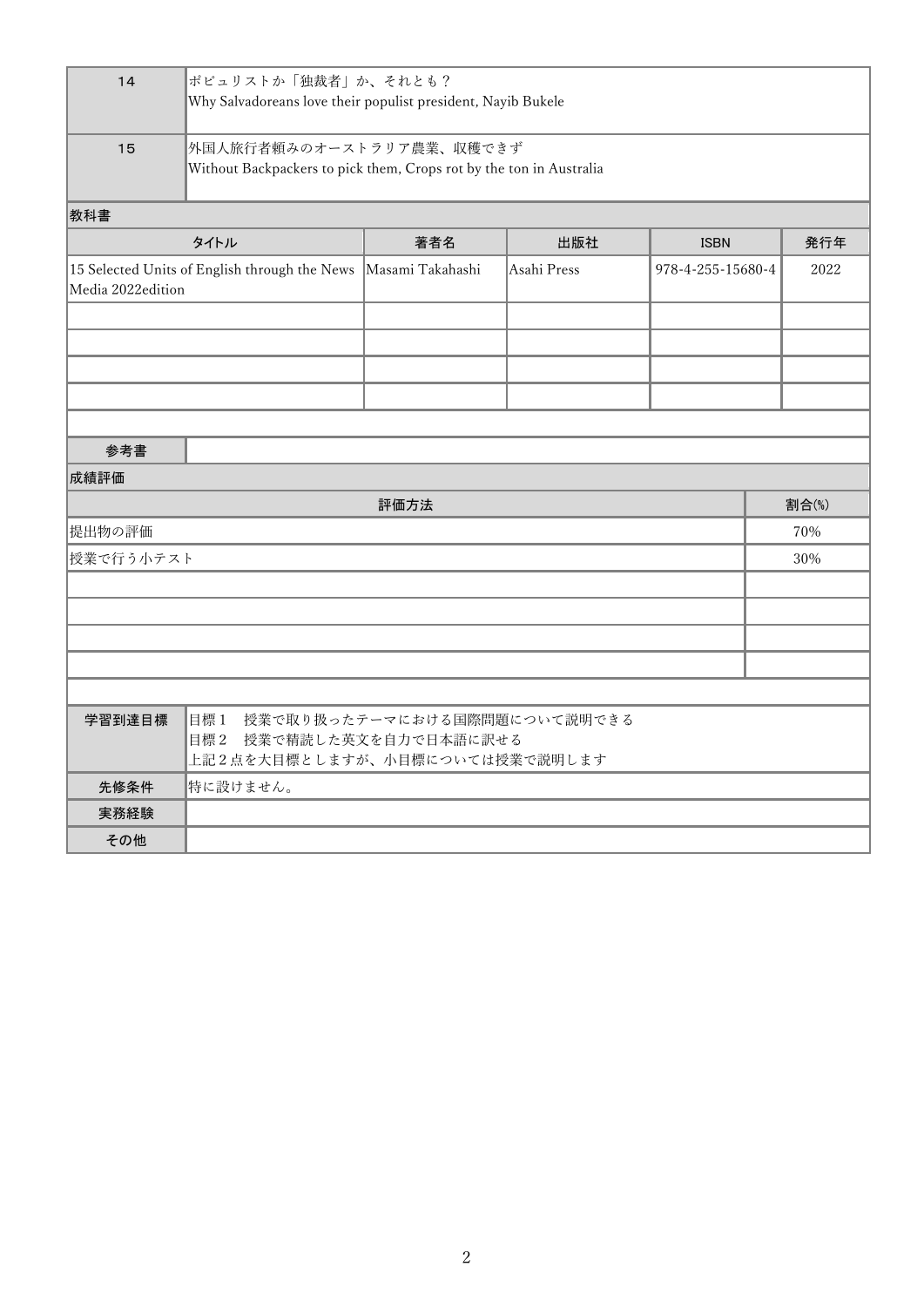| | |
|---|---|
| 14 | ポピュリストか「独裁者」か、それとも？<br>Why Salvadoreans love their populist president, Nayib Bukele |
| 15 | 外国人旅行者頼みのオーストラリア農業、収穫できず<br>Without Backpackers to pick them, Crops rot by the ton in Australia |

## 教科書

| タイトル | 著者名 | 出版社 | ISBN | 発行年 |
|---|---|---|---|---|
| 15 Selected Units of English through the News Media 2022edition | Masami Takahashi | Asahi Press | 978-4-255-15680-4 | 2022 |
| | | | | |
| | | | | |
| | | | | |
| | | | | |

| | |
|---|---|
| 参考書 | |

## 成績評価

| 評価方法 | 割合(%) |
|---|---|
| 提出物の評価 | 70% |
| 授業で行う小テスト | 30% |
| | |
| | |
| | |
| | |

| | |
|---|---|
| 学習到達目標 | 目標１　授業で取り扱ったテーマにおける国際問題について説明できる<br>目標２　授業で精読した英文を自力で日本語に訳せる<br>上記２点を大目標としますが、小目標については授業で説明します |
| 先修条件 | 特に設けません。 |
| 実務経験 | |
| その他 | |